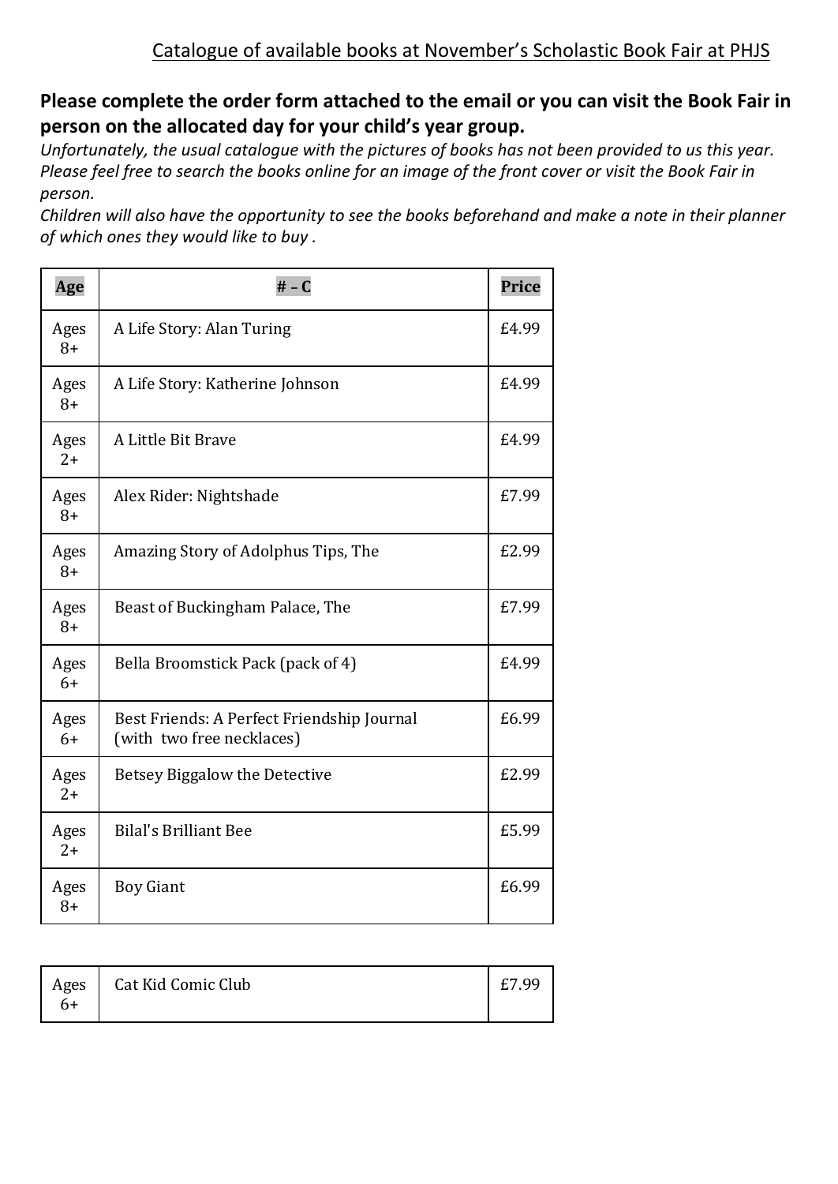Catalogue of available books at November's Scholastic Book Fair at PHJS

**Please complete the order form attached to the email or you can visit the Book Fair in person on the allocated day for your child's year group.**

*Unfortunately, the usual catalogue with the pictures of books has not been provided to us this year. Please feel free to search the books online for an image of the front cover or visit the Book Fair in person.*

*Children will also have the opportunity to see the books beforehand and make a note in their planner of which ones they would like to buy .*

| Age | # – C | Price |
|---|---|---|
| Ages 8+ | A Life Story: Alan Turing | £4.99 |
| Ages 8+ | A Life Story: Katherine Johnson | £4.99 |
| Ages 2+ | A Little Bit Brave | £4.99 |
| Ages 8+ | Alex Rider: Nightshade | £7.99 |
| Ages 8+ | Amazing Story of Adolphus Tips, The | £2.99 |
| Ages 8+ | Beast of Buckingham Palace, The | £7.99 |
| Ages 6+ | Bella Broomstick Pack (pack of 4) | £4.99 |
| Ages 6+ | Best Friends: A Perfect Friendship Journal (with two free necklaces) | £6.99 |
| Ages 2+ | Betsey Biggalow the Detective | £2.99 |
| Ages 2+ | Bilal's Brilliant Bee | £5.99 |
| Ages 8+ | Boy Giant | £6.99 |
| Ages 6+ | Cat Kid Comic Club | £7.99 |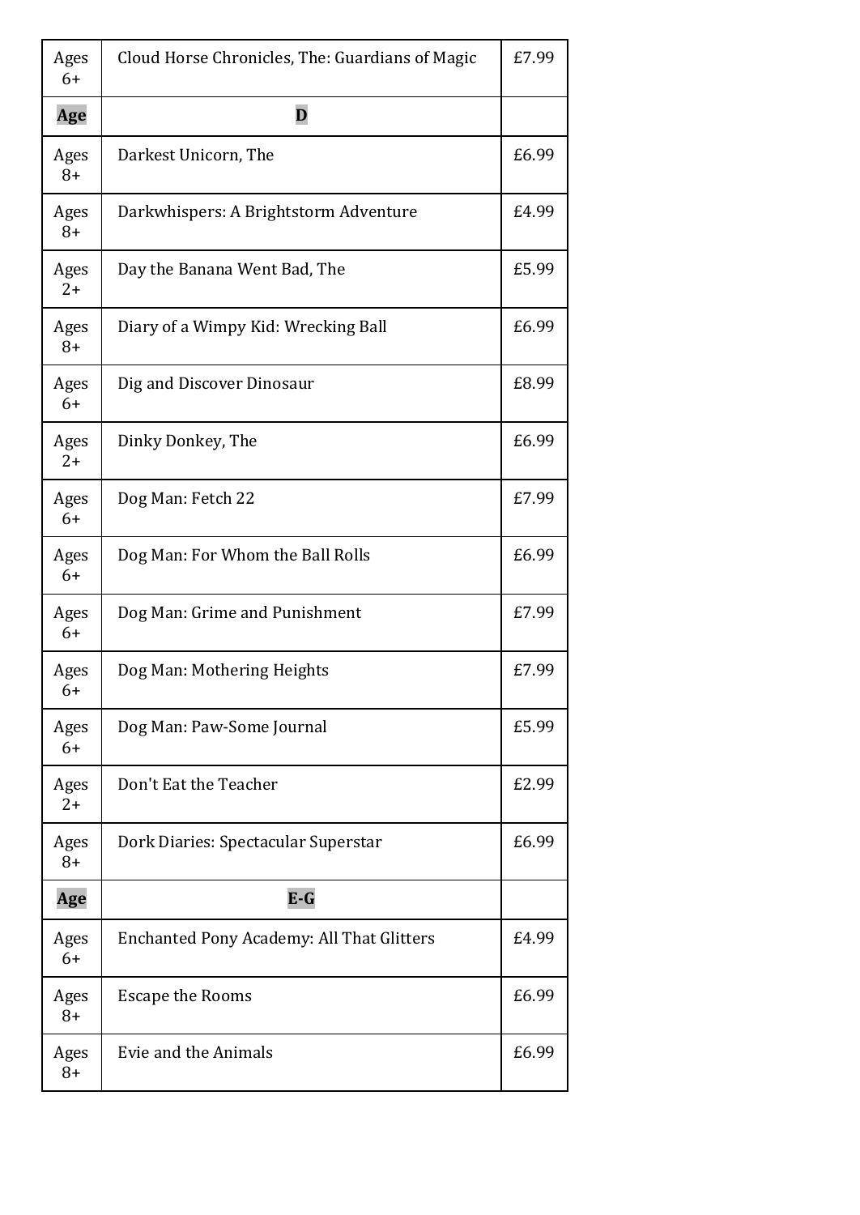| Ages 6+ | Cloud Horse Chronicles, The: Guardians of Magic | £7.99 |
| --- | --- | --- |
| **Age** | **D** | |
| Ages 8+ | Darkest Unicorn, The | £6.99 |
| Ages 8+ | Darkwhispers: A Brightstorm Adventure | £4.99 |
| Ages 2+ | Day the Banana Went Bad, The | £5.99 |
| Ages 8+ | Diary of a Wimpy Kid: Wrecking Ball | £6.99 |
| Ages 6+ | Dig and Discover Dinosaur | £8.99 |
| Ages 2+ | Dinky Donkey, The | £6.99 |
| Ages 6+ | Dog Man: Fetch 22 | £7.99 |
| Ages 6+ | Dog Man: For Whom the Ball Rolls | £6.99 |
| Ages 6+ | Dog Man: Grime and Punishment | £7.99 |
| Ages 6+ | Dog Man: Mothering Heights | £7.99 |
| Ages 6+ | Dog Man: Paw-Some Journal | £5.99 |
| Ages 2+ | Don't Eat the Teacher | £2.99 |
| Ages 8+ | Dork Diaries: Spectacular Superstar | £6.99 |
| **Age** | **E-G** | |
| Ages 6+ | Enchanted Pony Academy: All That Glitters | £4.99 |
| Ages 8+ | Escape the Rooms | £6.99 |
| Ages 8+ | Evie and the Animals | £6.99 |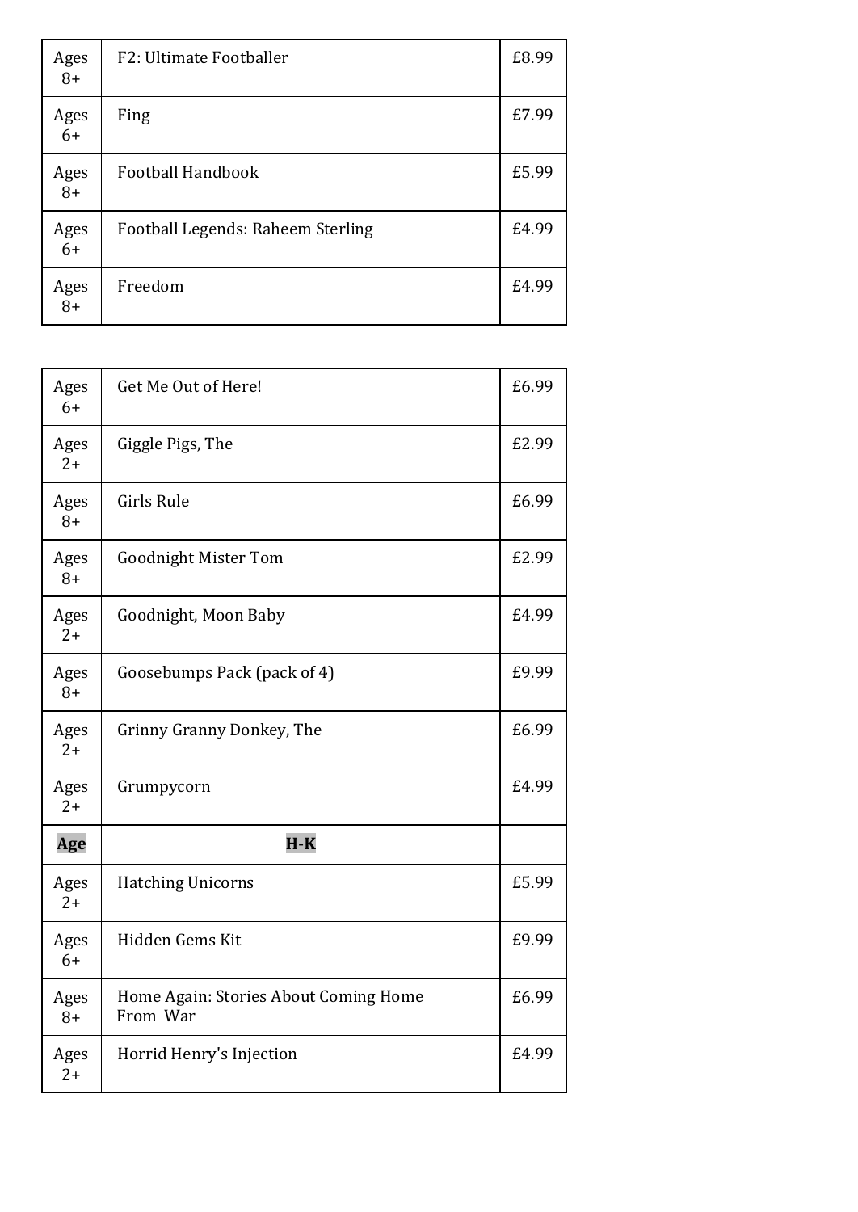| Ages 8+ | F2: Ultimate Footballer | £8.99 |
|---|---|---|
| Ages 6+ | Fing | £7.99 |
| Ages 8+ | Football Handbook | £5.99 |
| Ages 6+ | Football Legends: Raheem Sterling | £4.99 |
| Ages 8+ | Freedom | £4.99 |

| Ages 6+ | Get Me Out of Here! | £6.99 |
|---|---|---|
| Ages 2+ | Giggle Pigs, The | £2.99 |
| Ages 8+ | Girls Rule | £6.99 |
| Ages 8+ | Goodnight Mister Tom | £2.99 |
| Ages 2+ | Goodnight, Moon Baby | £4.99 |
| Ages 8+ | Goosebumps Pack (pack of 4) | £9.99 |
| Ages 2+ | Grinny Granny Donkey, The | £6.99 |
| Ages 2+ | Grumpycorn | £4.99 |
| **Age** | **H-K** | |
| Ages 2+ | Hatching Unicorns | £5.99 |
| Ages 6+ | Hidden Gems Kit | £9.99 |
| Ages 8+ | Home Again: Stories About Coming Home From War | £6.99 |
| Ages 2+ | Horrid Henry's Injection | £4.99 |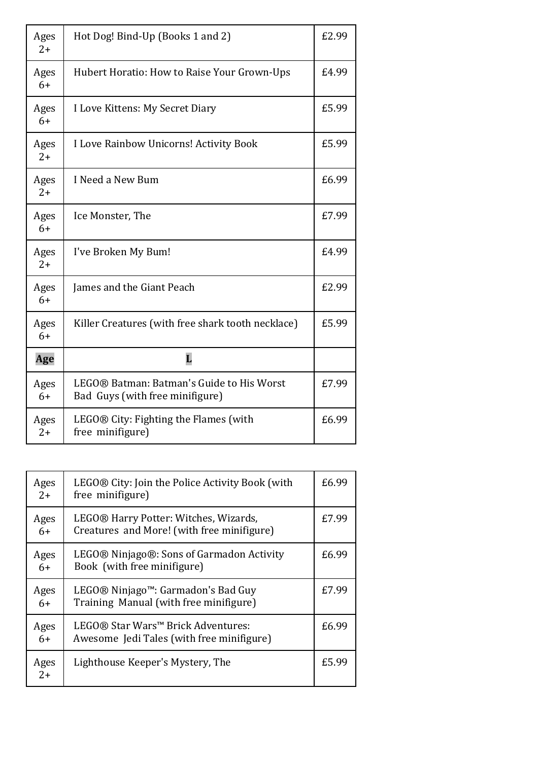| Ages 2+ | Hot Dog! Bind-Up (Books 1 and 2) | £2.99 |
|---|---|---|
| Ages 6+ | Hubert Horatio: How to Raise Your Grown-Ups | £4.99 |
| Ages 6+ | I Love Kittens: My Secret Diary | £5.99 |
| Ages 2+ | I Love Rainbow Unicorns! Activity Book | £5.99 |
| Ages 2+ | I Need a New Bum | £6.99 |
| Ages 6+ | Ice Monster, The | £7.99 |
| Ages 2+ | I've Broken My Bum! | £4.99 |
| Ages 6+ | James and the Giant Peach | £2.99 |
| Ages 6+ | Killer Creatures (with free shark tooth necklace) | £5.99 |
| **Age** | **L** | |
| Ages 6+ | LEGO® Batman: Batman's Guide to His Worst Bad Guys (with free minifigure) | £7.99 |
| Ages 2+ | LEGO® City: Fighting the Flames (with free minifigure) | £6.99 |

| Ages 2+ | LEGO® City: Join the Police Activity Book (with free minifigure) | £6.99 |
|---|---|---|
| Ages 6+ | LEGO® Harry Potter: Witches, Wizards, Creatures and More! (with free minifigure) | £7.99 |
| Ages 6+ | LEGO® Ninjago®: Sons of Garmadon Activity Book (with free minifigure) | £6.99 |
| Ages 6+ | LEGO® Ninjago™: Garmadon's Bad Guy Training Manual (with free minifigure) | £7.99 |
| Ages 6+ | LEGO® Star Wars™ Brick Adventures: Awesome Jedi Tales (with free minifigure) | £6.99 |
| Ages 2+ | Lighthouse Keeper's Mystery, The | £5.99 |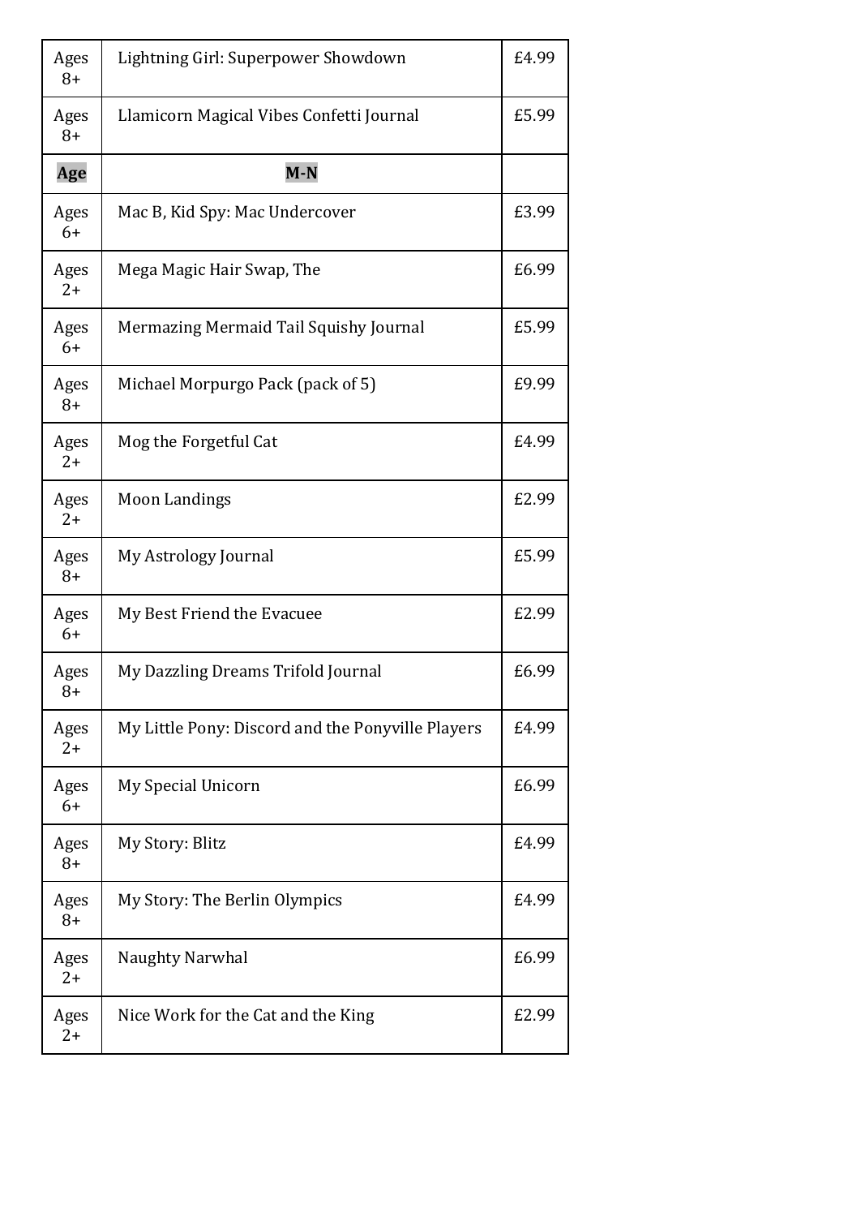| Ages 8+ | Lightning Girl: Superpower Showdown | £4.99 |
|---|---|---|
| Ages 8+ | Llamicorn Magical Vibes Confetti Journal | £5.99 |
| **Age** | **M-N** | |
| Ages 6+ | Mac B, Kid Spy: Mac Undercover | £3.99 |
| Ages 2+ | Mega Magic Hair Swap, The | £6.99 |
| Ages 6+ | Mermazing Mermaid Tail Squishy Journal | £5.99 |
| Ages 8+ | Michael Morpurgo Pack (pack of 5) | £9.99 |
| Ages 2+ | Mog the Forgetful Cat | £4.99 |
| Ages 2+ | Moon Landings | £2.99 |
| Ages 8+ | My Astrology Journal | £5.99 |
| Ages 6+ | My Best Friend the Evacuee | £2.99 |
| Ages 8+ | My Dazzling Dreams Trifold Journal | £6.99 |
| Ages 2+ | My Little Pony: Discord and the Ponyville Players | £4.99 |
| Ages 6+ | My Special Unicorn | £6.99 |
| Ages 8+ | My Story: Blitz | £4.99 |
| Ages 8+ | My Story: The Berlin Olympics | £4.99 |
| Ages 2+ | Naughty Narwhal | £6.99 |
| Ages 2+ | Nice Work for the Cat and the King | £2.99 |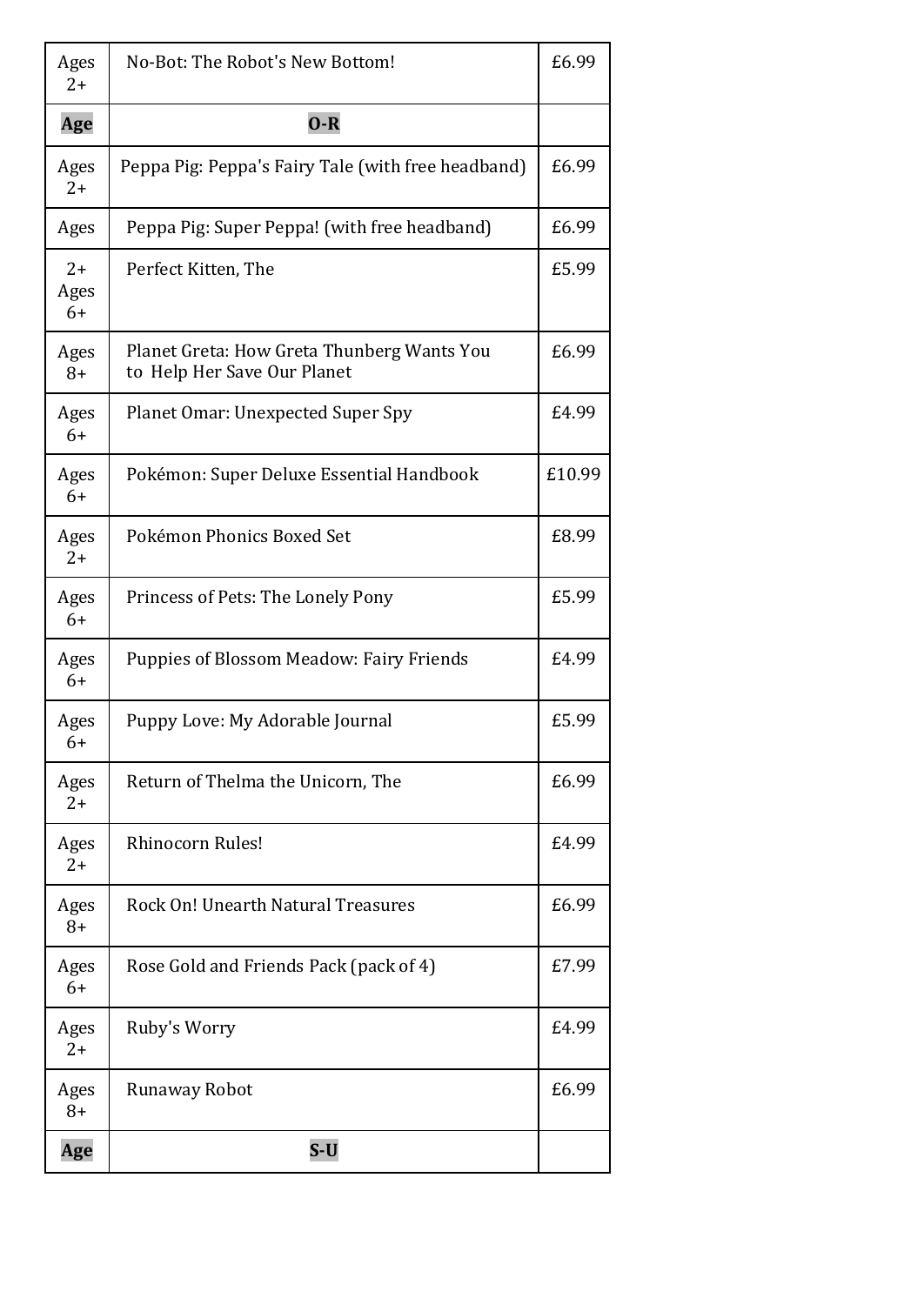| Ages 2+ | No-Bot: The Robot's New Bottom! | £6.99 |
|---|---|---|
| **Age** | **O-R** | |
| Ages 2+ | Peppa Pig: Peppa's Fairy Tale (with free headband) | £6.99 |
| Ages | Peppa Pig: Super Peppa! (with free headband) | £6.99 |
| 2+ Ages 6+ | Perfect Kitten, The | £5.99 |
| Ages 8+ | Planet Greta: How Greta Thunberg Wants You to Help Her Save Our Planet | £6.99 |
| Ages 6+ | Planet Omar: Unexpected Super Spy | £4.99 |
| Ages 6+ | Pokémon: Super Deluxe Essential Handbook | £10.99 |
| Ages 2+ | Pokémon Phonics Boxed Set | £8.99 |
| Ages 6+ | Princess of Pets: The Lonely Pony | £5.99 |
| Ages 6+ | Puppies of Blossom Meadow: Fairy Friends | £4.99 |
| Ages 6+ | Puppy Love: My Adorable Journal | £5.99 |
| Ages 2+ | Return of Thelma the Unicorn, The | £6.99 |
| Ages 2+ | Rhinocorn Rules! | £4.99 |
| Ages 8+ | Rock On! Unearth Natural Treasures | £6.99 |
| Ages 6+ | Rose Gold and Friends Pack (pack of 4) | £7.99 |
| Ages 2+ | Ruby's Worry | £4.99 |
| Ages 8+ | Runaway Robot | £6.99 |
| **Age** | **S-U** | |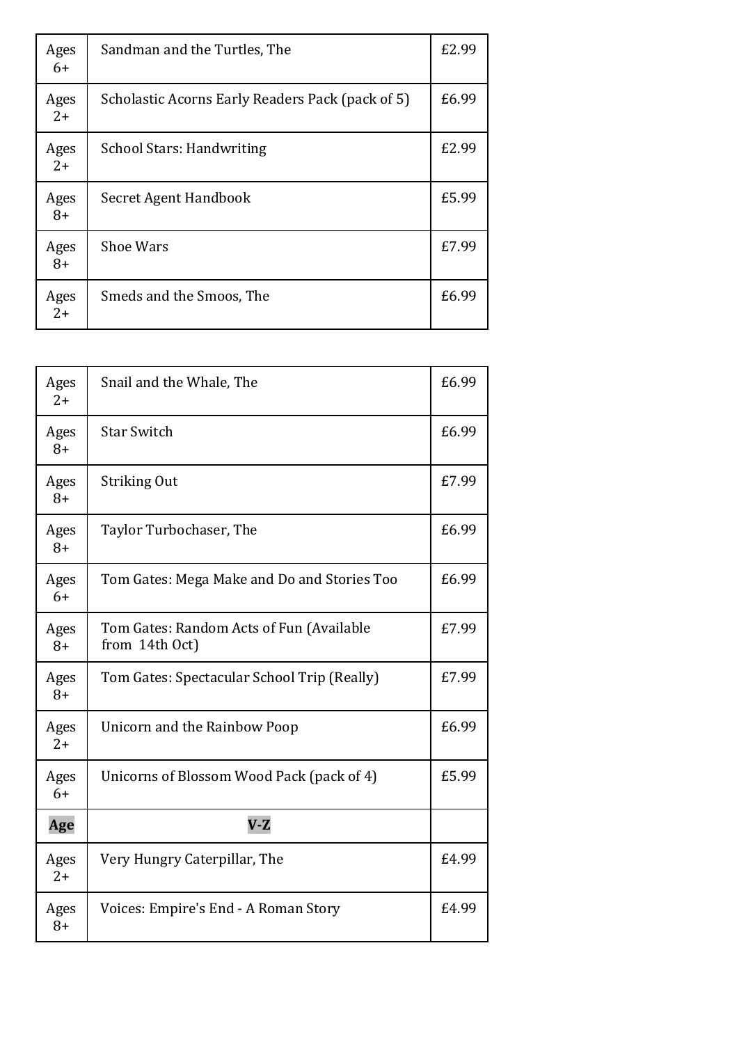| | | |
|---|---|---|
| Ages 6+ | Sandman and the Turtles, The | £2.99 |
| Ages 2+ | Scholastic Acorns Early Readers Pack (pack of 5) | £6.99 |
| Ages 2+ | School Stars: Handwriting | £2.99 |
| Ages 8+ | Secret Agent Handbook | £5.99 |
| Ages 8+ | Shoe Wars | £7.99 |
| Ages 2+ | Smeds and the Smoos, The | £6.99 |

| | | |
|---|---|---|
| Ages 2+ | Snail and the Whale, The | £6.99 |
| Ages 8+ | Star Switch | £6.99 |
| Ages 8+ | Striking Out | £7.99 |
| Ages 8+ | Taylor Turbochaser, The | £6.99 |
| Ages 6+ | Tom Gates: Mega Make and Do and Stories Too | £6.99 |
| Ages 8+ | Tom Gates: Random Acts of Fun (Available from 14th Oct) | £7.99 |
| Ages 8+ | Tom Gates: Spectacular School Trip (Really) | £7.99 |
| Ages 2+ | Unicorn and the Rainbow Poop | £6.99 |
| Ages 6+ | Unicorns of Blossom Wood Pack (pack of 4) | £5.99 |
| **Age** | **V-Z** | |
| Ages 2+ | Very Hungry Caterpillar, The | £4.99 |
| Ages 8+ | Voices: Empire's End - A Roman Story | £4.99 |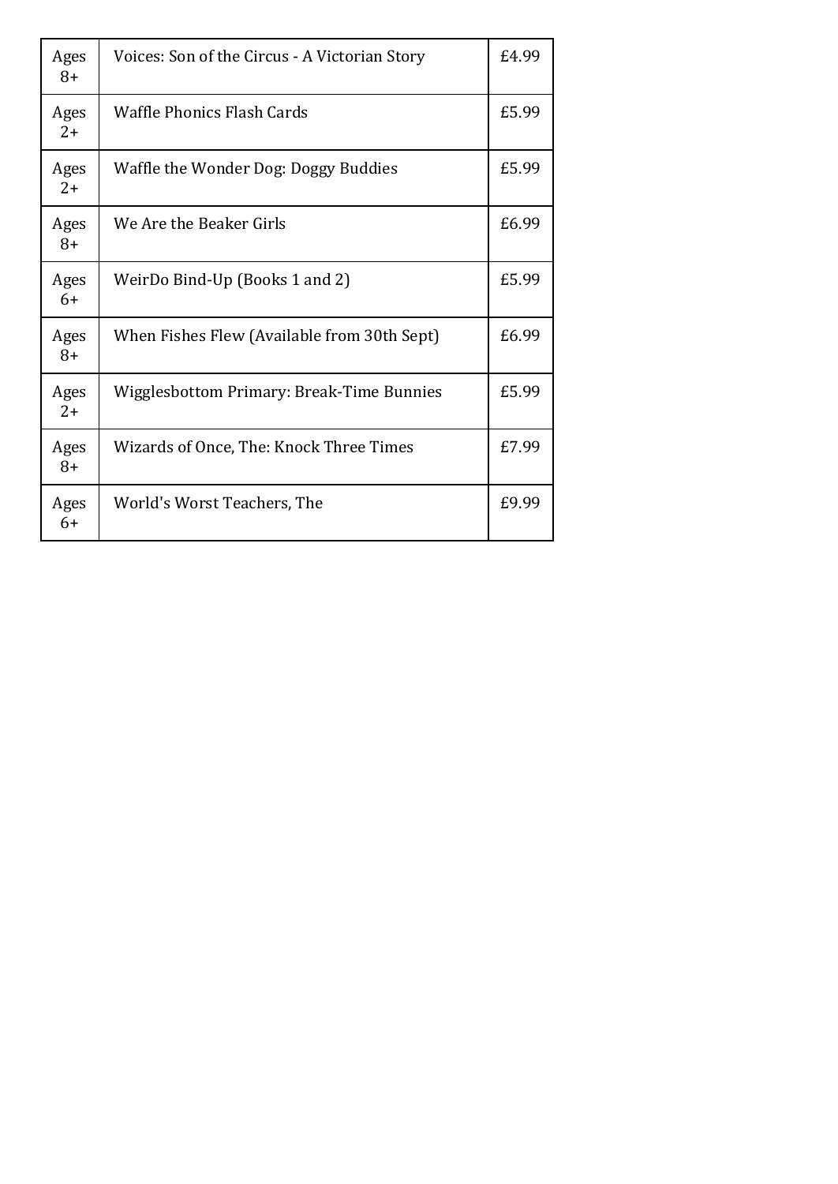| | | |
|---|---|---|
| Ages 8+ | Voices: Son of the Circus - A Victorian Story | £4.99 |
| Ages 2+ | Waffle Phonics Flash Cards | £5.99 |
| Ages 2+ | Waffle the Wonder Dog: Doggy Buddies | £5.99 |
| Ages 8+ | We Are the Beaker Girls | £6.99 |
| Ages 6+ | WeirDo Bind-Up (Books 1 and 2) | £5.99 |
| Ages 8+ | When Fishes Flew (Available from 30th Sept) | £6.99 |
| Ages 2+ | Wigglesbottom Primary: Break-Time Bunnies | £5.99 |
| Ages 8+ | Wizards of Once, The: Knock Three Times | £7.99 |
| Ages 6+ | World's Worst Teachers, The | £9.99 |